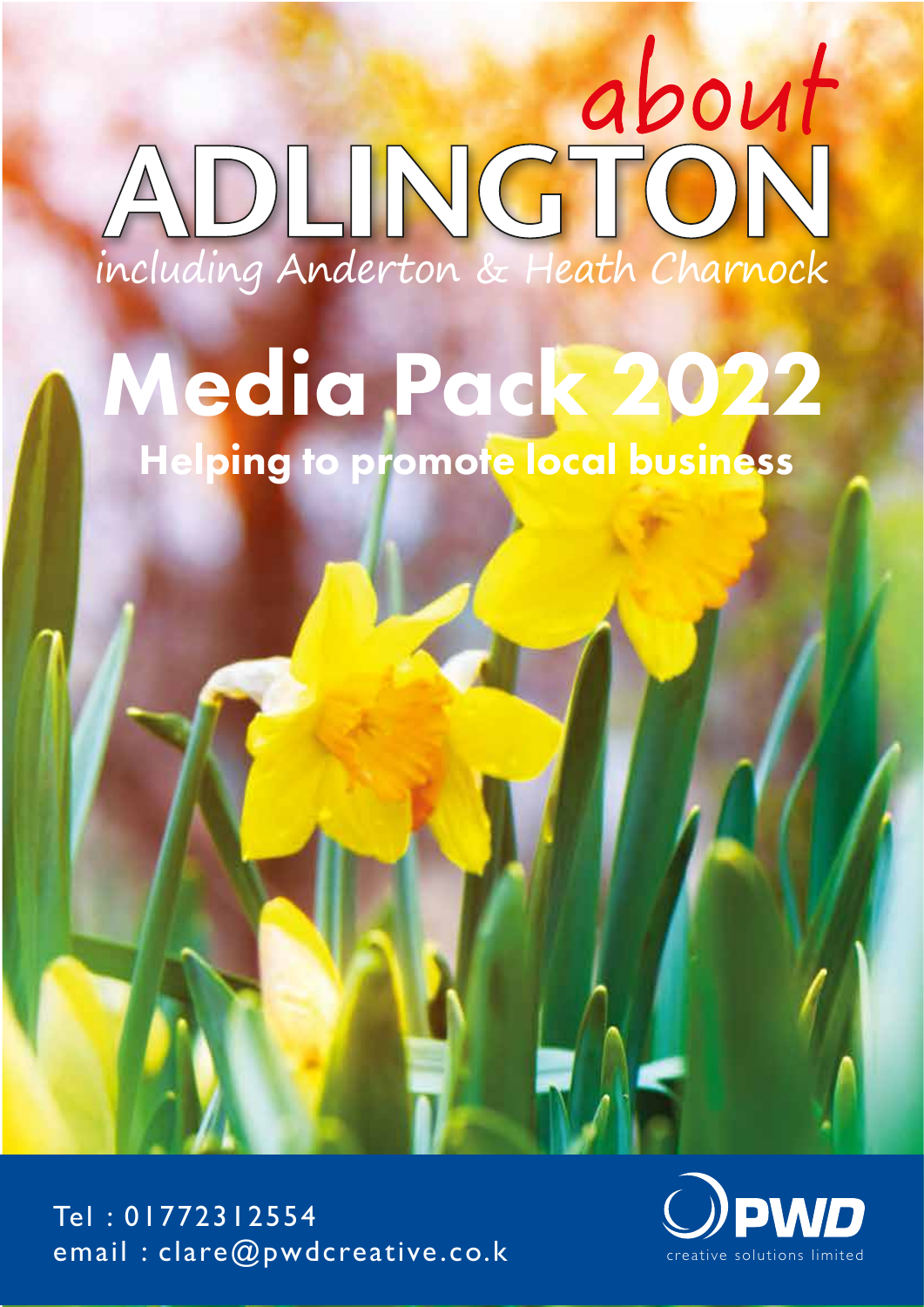# about ADLINGTON

*including Anderton & Heath Charnock*

# Media Pack 2022

## Helping to promote local business

Tel : 01772312554
email : clare@pwdcreative.co.k

PWD creative solutions limited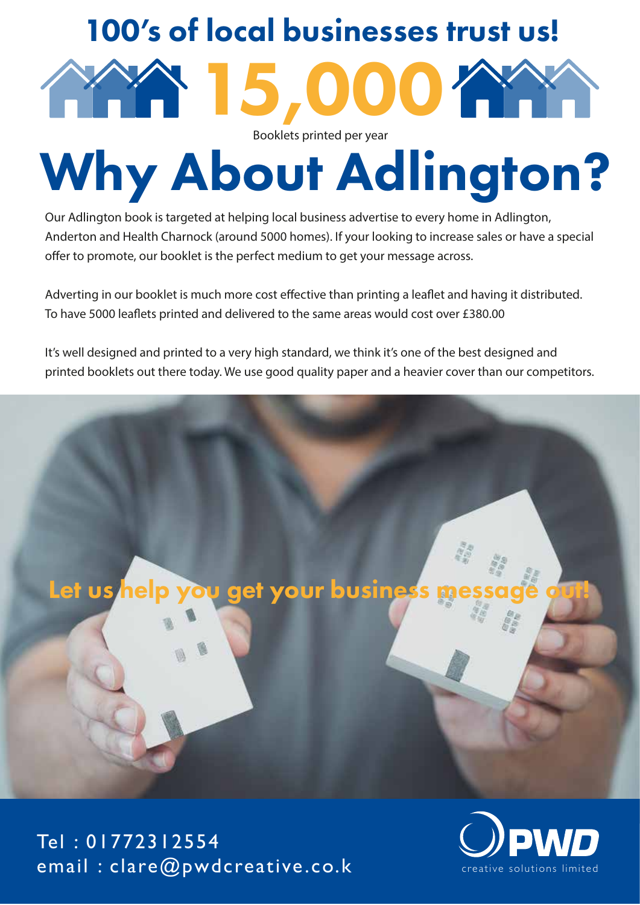## 100's of local businesses trust us!

**15,000**

Booklets printed per year

# Why About Adlington?

Our Adlington book is targeted at helping local business advertise to every home in Adlington, Anderton and Health Charnock (around 5000 homes). If your looking to increase sales or have a special offer to promote, our booklet is the perfect medium to get your message across.

Adverting in our booklet is much more cost effective than printing a leaflet and having it distributed. To have 5000 leaflets printed and delivered to the same areas would cost over £380.00

It's well designed and printed to a very high standard, we think it's one of the best designed and printed booklets out there today. We use good quality paper and a heavier cover than our competitors.

**Let us help you get your business message out!**

Tel : 01772312554
email : clare@pwdcreative.co.k

PWD creative solutions limited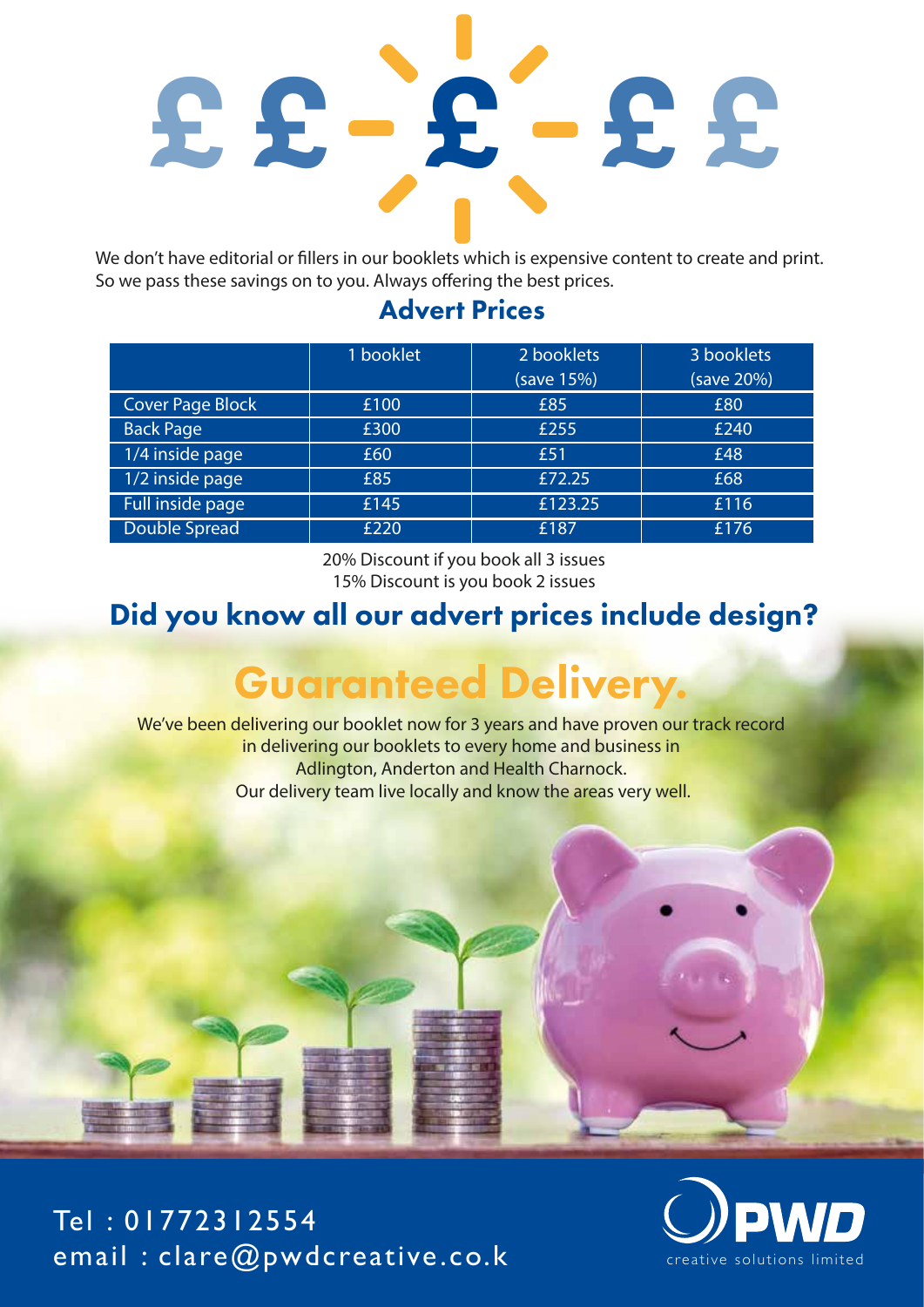We don't have editorial or fillers in our booklets which is expensive content to create and print. So we pass these savings on to you. Always offering the best prices.

## Advert Prices

| | 1 booklet | 2 booklets (save 15%) | 3 booklets (save 20%) |
|---|---|---|---|
| Cover Page Block | £100 | £85 | £80 |
| Back Page | £300 | £255 | £240 |
| 1/4 inside page | £60 | £51 | £48 |
| 1/2 inside page | £85 | £72.25 | £68 |
| Full inside page | £145 | £123.25 | £116 |
| Double Spread | £220 | £187 | £176 |

20% Discount if you book all 3 issues
15% Discount is you book 2 issues

## Did you know all our advert prices include design?

# Guaranteed Delivery.

We've been delivering our booklet now for 3 years and have proven our track record in delivering our booklets to every home and business in Adlington, Anderton and Health Charnock.
Our delivery team live locally and know the areas very well.

Tel : 01772312554
email : clare@pwdcreative.co.k

PWD creative solutions limited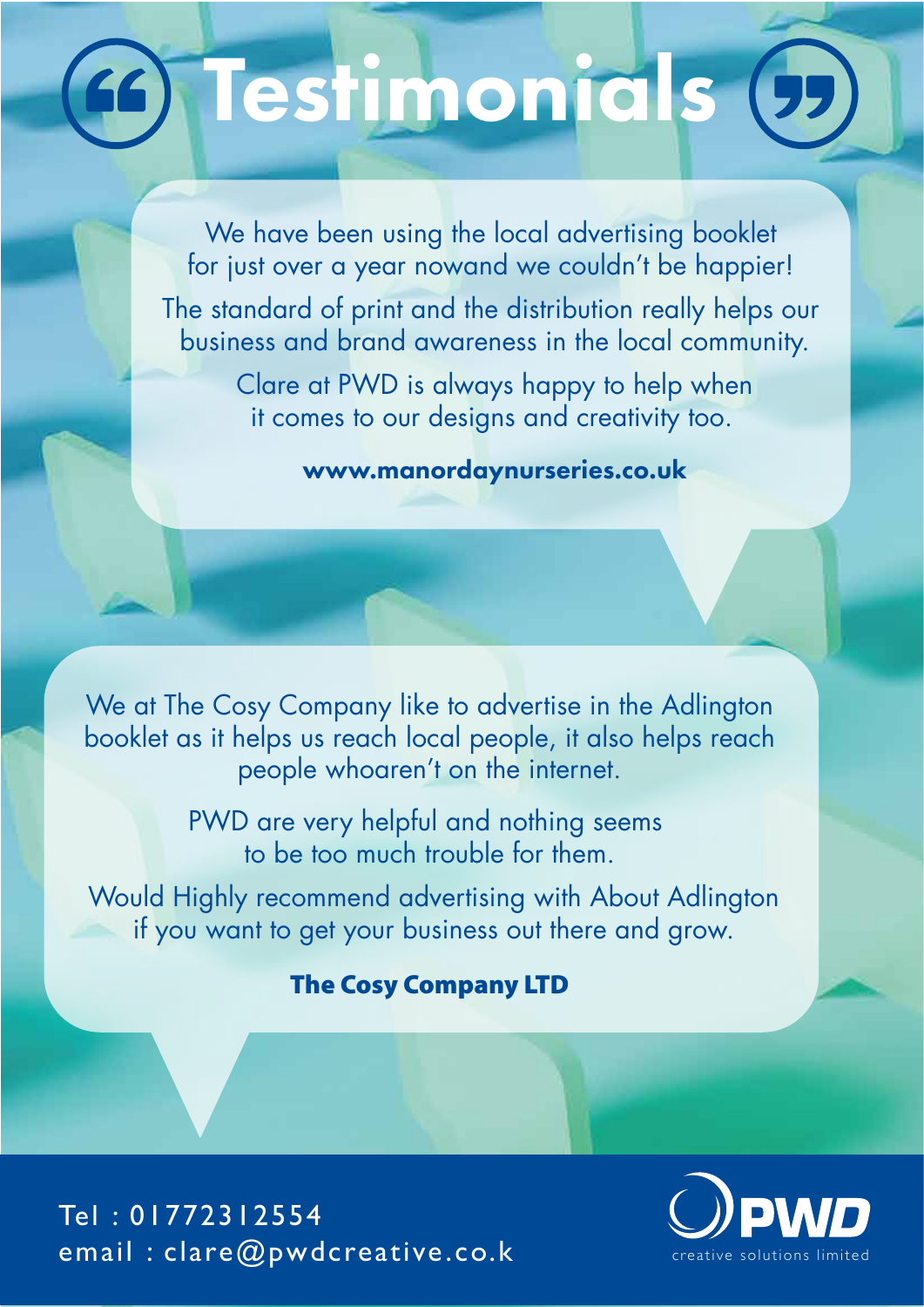# Testimonials

We have been using the local advertising booklet for just over a year nowand we couldn't be happier!

The standard of print and the distribution really helps our business and brand awareness in the local community.

Clare at PWD is always happy to help when it comes to our designs and creativity too.

**www.manordaynurseries.co.uk**

We at The Cosy Company like to advertise in the Adlington booklet as it helps us reach local people, it also helps reach people whoaren't on the internet.

PWD are very helpful and nothing seems to be too much trouble for them.

Would Highly recommend advertising with About Adlington if you want to get your business out there and grow.

**The Cosy Company LTD**

Tel : 01772312554
email : clare@pwdcreative.co.k

PWD
creative solutions limited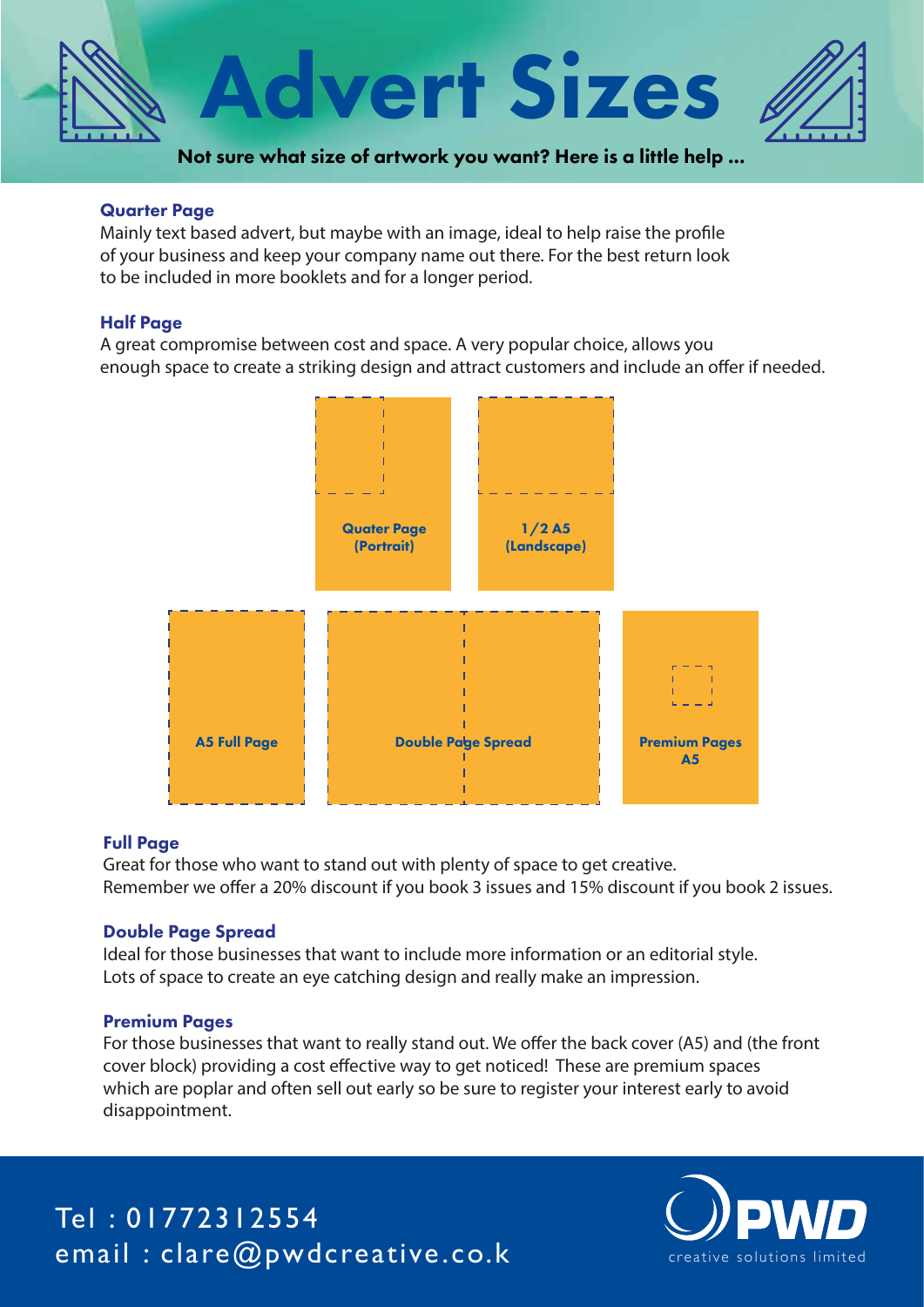# Advert Sizes

**Not sure what size of artwork you want? Here is a little help ...**

### Quarter Page

Mainly text based advert, but maybe with an image, ideal to help raise the profile of your business and keep your company name out there. For the best return look to be included in more booklets and for a longer period.

### Half Page

A great compromise between cost and space. A very popular choice, allows you enough space to create a striking design and attract customers and include an offer if needed.

**Quater Page (Portrait)**

**1/2 A5 (Landscape)**

**A5 Full Page**

**Double Page Spread**

**Premium Pages A5**

### Full Page

Great for those who want to stand out with plenty of space to get creative.
Remember we offer a 20% discount if you book 3 issues and 15% discount if you book 2 issues.

### Double Page Spread

Ideal for those businesses that want to include more information or an editorial style.
Lots of space to create an eye catching design and really make an impression.

### Premium Pages

For those businesses that want to really stand out. We offer the back cover (A5) and (the front cover block) providing a cost effective way to get noticed! These are premium spaces which are poplar and often sell out early so be sure to register your interest early to avoid disappointment.

Tel : 01772312554
email : clare@pwdcreative.co.k

PWD creative solutions limited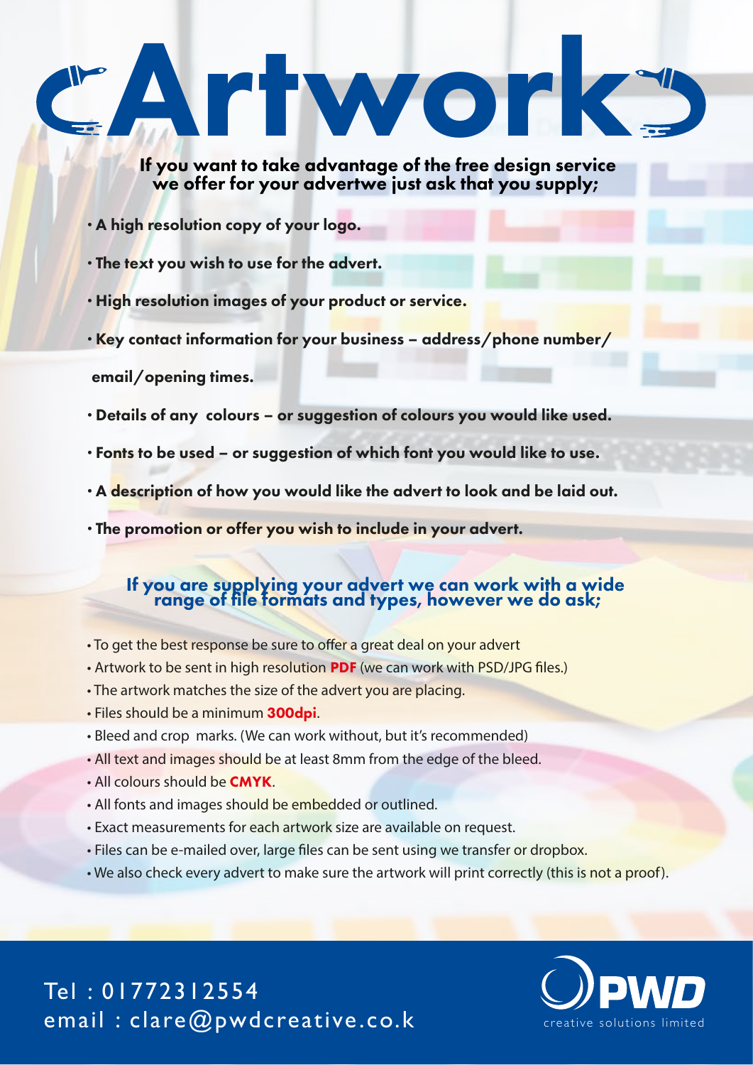# Artwork

**If you want to take advantage of the free design service we offer for your advertwe just ask that you supply;**

- **A high resolution copy of your logo.**
- **The text you wish to use for the advert.**
- **High resolution images of your product or service.**
- **Key contact information for your business – address/phone number/ email/opening times.**
- **Details of any colours – or suggestion of colours you would like used.**
- **Fonts to be used – or suggestion of which font you would like to use.**
- **A description of how you would like the advert to look and be laid out.**
- **The promotion or offer you wish to include in your advert.**

## If you are supplying your advert we can work with a wide range of file formats and types, however we do ask;

- To get the best response be sure to offer a great deal on your advert
- Artwork to be sent in high resolution **PDF** (we can work with PSD/JPG files.)
- The artwork matches the size of the advert you are placing.
- Files should be a minimum **300dpi**.
- Bleed and crop marks. (We can work without, but it's recommended)
- All text and images should be at least 8mm from the edge of the bleed.
- All colours should be **CMYK**.
- All fonts and images should be embedded or outlined.
- Exact measurements for each artwork size are available on request.
- Files can be e-mailed over, large files can be sent using we transfer or dropbox.
- We also check every advert to make sure the artwork will print correctly (this is not a proof).

Tel : 01772312554
email : clare@pwdcreative.co.k

PWD
creative solutions limited